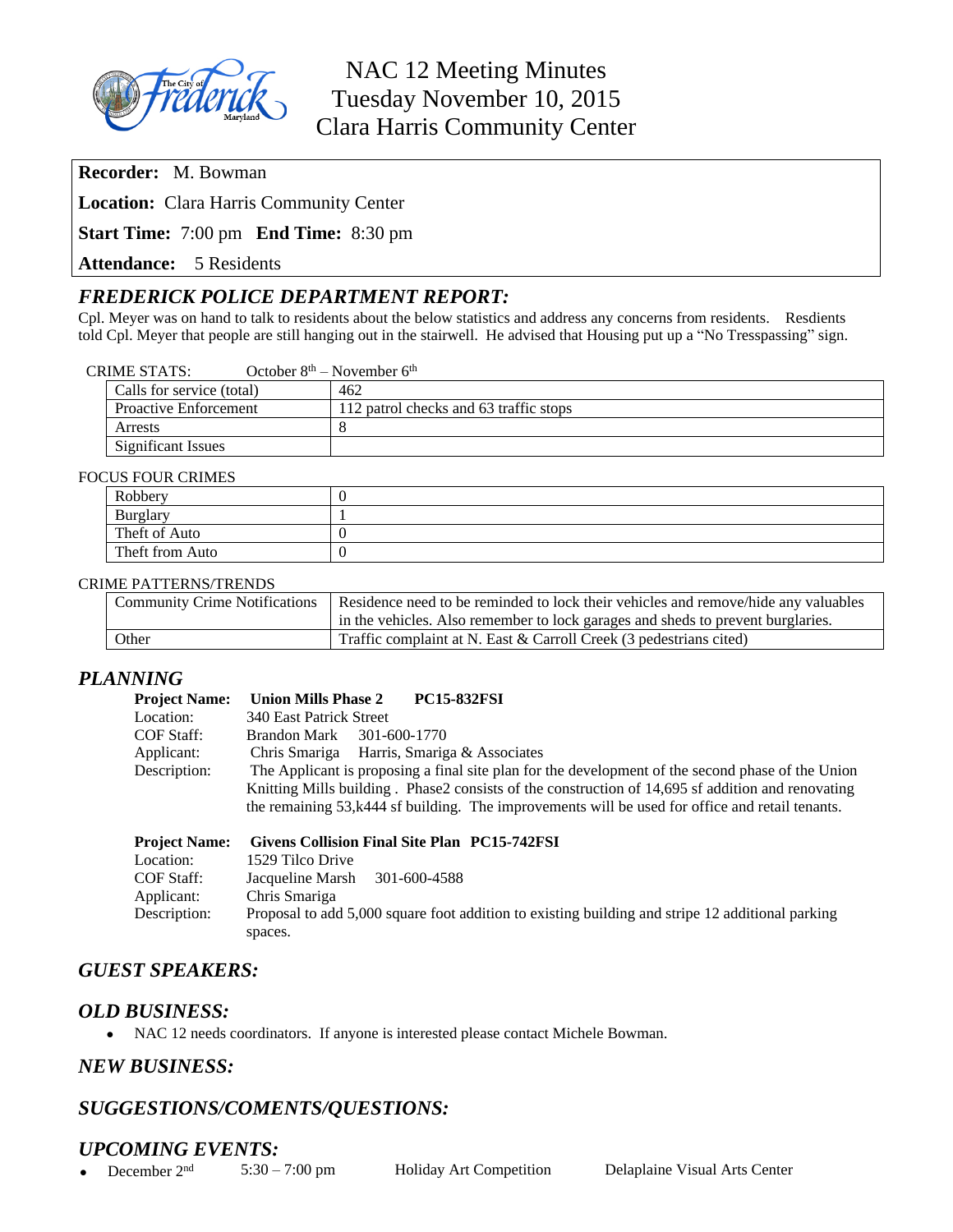# NAC 12 Meeting Minutes
# Tuesday November 10, 2015
# Clara Harris Community Center

**Recorder:** M. Bowman

**Location:** Clara Harris Community Center

**Start Time:** 7:00 pm **End Time:** 8:30 pm

**Attendance:** 5 Residents

## *FREDERICK POLICE DEPARTMENT REPORT:*

Cpl. Meyer was on hand to talk to residents about the below statistics and address any concerns from residents. Resdients told Cpl. Meyer that people are still hanging out in the stairwell. He advised that Housing put up a "No Tresspassing" sign.

CRIME STATS: October 8th – November 6th

| | |
|---|---|
| Calls for service (total) | 462 |
| Proactive Enforcement | 112 patrol checks and 63 traffic stops |
| Arrests | 8 |
| Significant Issues | |

FOCUS FOUR CRIMES

| | |
|---|---|
| Robbery | 0 |
| Burglary | 1 |
| Theft of Auto | 0 |
| Theft from Auto | 0 |

CRIME PATTERNS/TRENDS

| | |
|---|---|
| Community Crime Notifications | Residence need to be reminded to lock their vehicles and remove/hide any valuables in the vehicles. Also remember to lock garages and sheds to prevent burglaries. |
| Other | Traffic complaint at N. East & Carroll Creek (3 pedestrians cited) |

## *PLANNING*

**Project Name:** **Union Mills Phase 2 PC15-832FSI**
Location: 340 East Patrick Street
COF Staff: Brandon Mark 301-600-1770
Applicant: Chris Smariga Harris, Smariga & Associates
Description: The Applicant is proposing a final site plan for the development of the second phase of the Union Knitting Mills building . Phase2 consists of the construction of 14,695 sf addition and renovating the remaining 53,k444 sf building. The improvements will be used for office and retail tenants.

**Project Name:** **Givens Collision Final Site Plan PC15-742FSI**
Location: 1529 Tilco Drive
COF Staff: Jacqueline Marsh 301-600-4588
Applicant: Chris Smariga
Description: Proposal to add 5,000 square foot addition to existing building and stripe 12 additional parking spaces.

## *GUEST SPEAKERS:*

## *OLD BUSINESS:*

- NAC 12 needs coordinators. If anyone is interested please contact Michele Bowman.

## *NEW BUSINESS:*

## *SUGGESTIONS/COMENTS/QUESTIONS:*

## *UPCOMING EVENTS:*

- December 2nd 5:30 – 7:00 pm Holiday Art Competition Delaplaine Visual Arts Center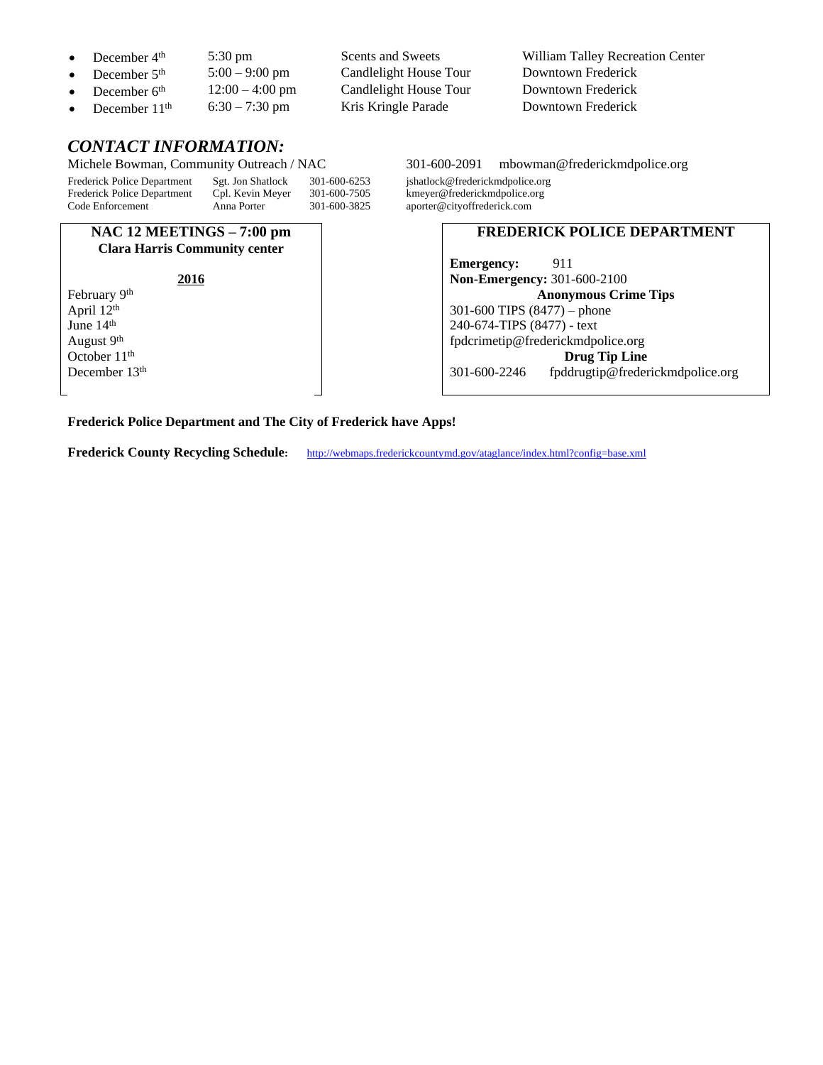- December 4th 5:30 pm Scents and Sweets William Talley Recreation Center
- December 5th 5:00 – 9:00 pm Candlelight House Tour Downtown Frederick
- December 6th 12:00 – 4:00 pm Candlelight House Tour Downtown Frederick
- December 11th 6:30 – 7:30 pm Kris Kringle Parade Downtown Frederick

## *CONTACT INFORMATION:*

Michele Bowman, Community Outreach / NAC 301-600-2091 mbowman@frederickmdpolice.org

| | | | |
|---|---|---|---|
| Frederick Police Department | Sgt. Jon Shatlock | 301-600-6253 | jshatlock@frederickmdpolice.org |
| Frederick Police Department | Cpl. Kevin Meyer | 301-600-7505 | kmeyer@frederickmdpolice.org |
| Code Enforcement | Anna Porter | 301-600-3825 | aporter@cityoffrederick.com |

### NAC 12 MEETINGS – 7:00 pm
**Clara Harris Community center**

**2016**

February 9th
April 12th
June 14th
August 9th
October 11th
December 13th

### FREDERICK POLICE DEPARTMENT

**Emergency:** 911
**Non-Emergency:** 301-600-2100

**Anonymous Crime Tips**

301-600 TIPS (8477) – phone
240-674-TIPS (8477) - text
fpdcrimetip@frederickmdpolice.org

**Drug Tip Line**

301-600-2246 fpddrugtip@frederickmdpolice.org

**Frederick Police Department and The City of Frederick have Apps!**

**Frederick County Recycling Schedule:** http://webmaps.frederickcountymd.gov/ataglance/index.html?config=base.xml